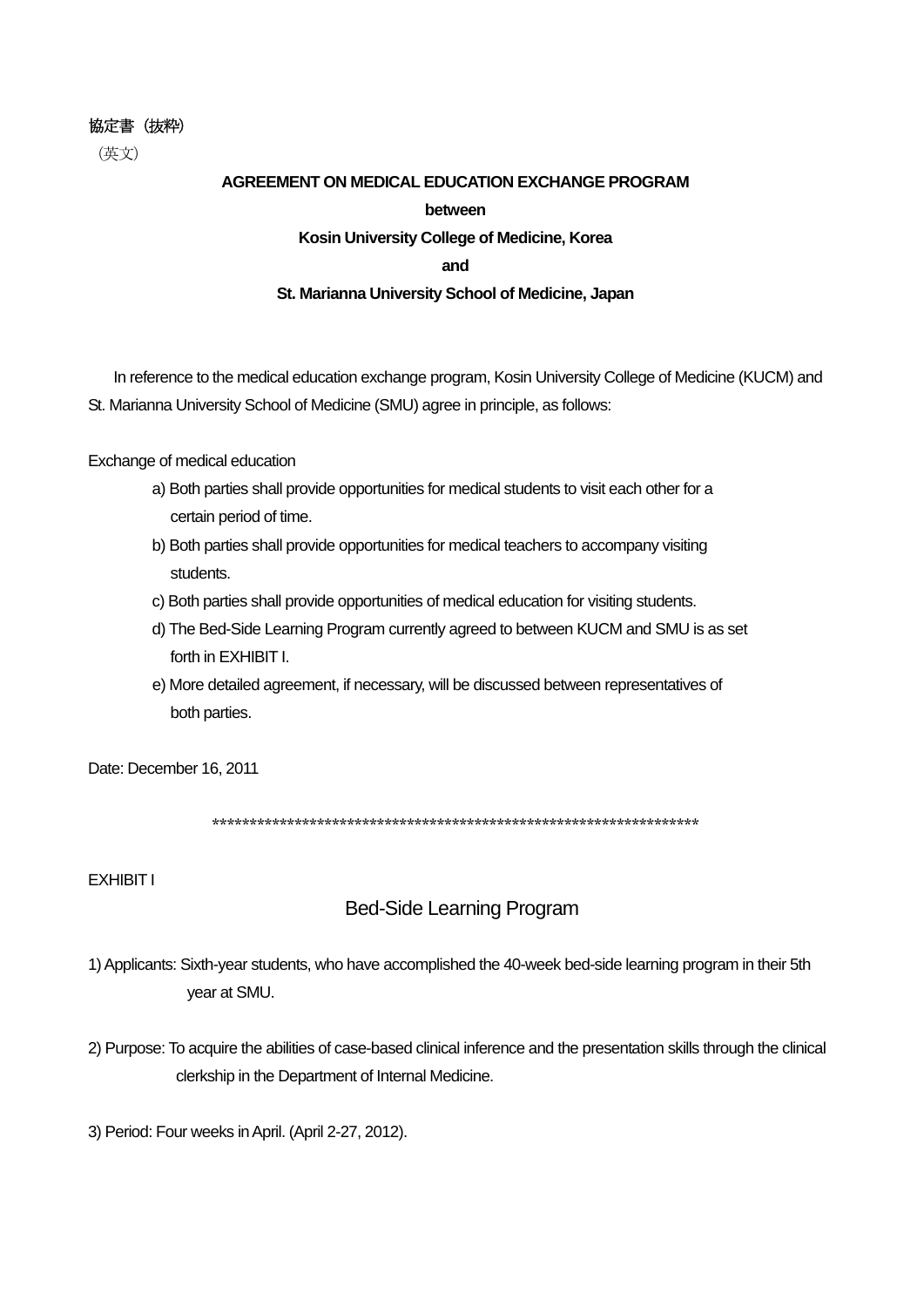協定書（抜粋）

（英文）

**AGREEMENT ON MEDICAL EDUCATION EXCHANGE PROGRAM**

**between**

**Kosin University College of Medicine, Korea**

**and**

**St. Marianna University School of Medicine, Japan**

In reference to the medical education exchange program, Kosin University College of Medicine (KUCM) and St. Marianna University School of Medicine (SMU) agree in principle, as follows:

Exchange of medical education

a) Both parties shall provide opportunities for medical students to visit each other for a certain period of time.

b) Both parties shall provide opportunities for medical teachers to accompany visiting students.

c) Both parties shall provide opportunities of medical education for visiting students.

d) The Bed-Side Learning Program currently agreed to between KUCM and SMU is as set forth in EXHIBIT I.

e) More detailed agreement, if necessary, will be discussed between representatives of both parties.

Date: December 16, 2011

*****************************************************************

EXHIBIT I

## Bed-Side Learning Program

1) Applicants: Sixth-year students, who have accomplished the 40-week bed-side learning program in their 5th year at SMU.

2) Purpose: To acquire the abilities of case-based clinical inference and the presentation skills through the clinical clerkship in the Department of Internal Medicine.

3) Period: Four weeks in April. (April 2-27, 2012).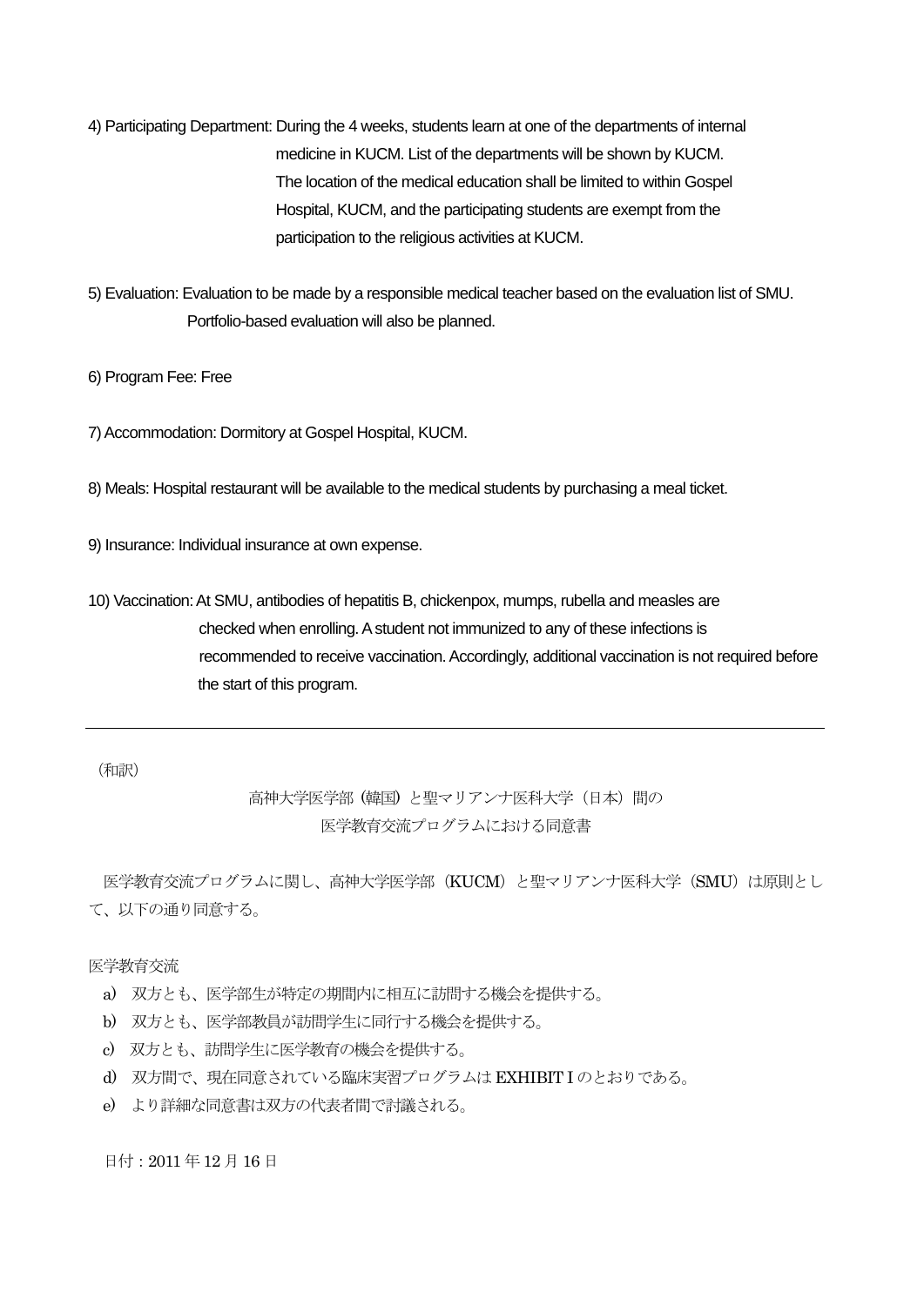4) Participating Department: During the 4 weeks, students learn at one of the departments of internal medicine in KUCM. List of the departments will be shown by KUCM. The location of the medical education shall be limited to within Gospel Hospital, KUCM, and the participating students are exempt from the participation to the religious activities at KUCM.

5) Evaluation: Evaluation to be made by a responsible medical teacher based on the evaluation list of SMU. Portfolio-based evaluation will also be planned.

6) Program Fee: Free

7) Accommodation: Dormitory at Gospel Hospital, KUCM.

8) Meals: Hospital restaurant will be available to the medical students by purchasing a meal ticket.

9) Insurance: Individual insurance at own expense.

10) Vaccination: At SMU, antibodies of hepatitis B, chickenpox, mumps, rubella and measles are checked when enrolling. A student not immunized to any of these infections is recommended to receive vaccination. Accordingly, additional vaccination is not required before the start of this program.

---

（和訳）

高神大学医学部（韓国）と聖マリアンナ医科大学（日本）間の
医学教育交流プログラムにおける同意書

医学教育交流プログラムに関し、高神大学医学部（KUCM）と聖マリアンナ医科大学（SMU）は原則として、以下の通り同意する。

医学教育交流

a) 双方とも、医学部生が特定の期間内に相互に訪問する機会を提供する。
b) 双方とも、医学部教員が訪問学生に同行する機会を提供する。
c) 双方とも、訪問学生に医学教育の機会を提供する。
d) 双方間で、現在同意されている臨床実習プログラムは EXHIBIT I のとおりである。
e) より詳細な同意書は双方の代表者間で討議される。

日付：2011 年 12 月 16 日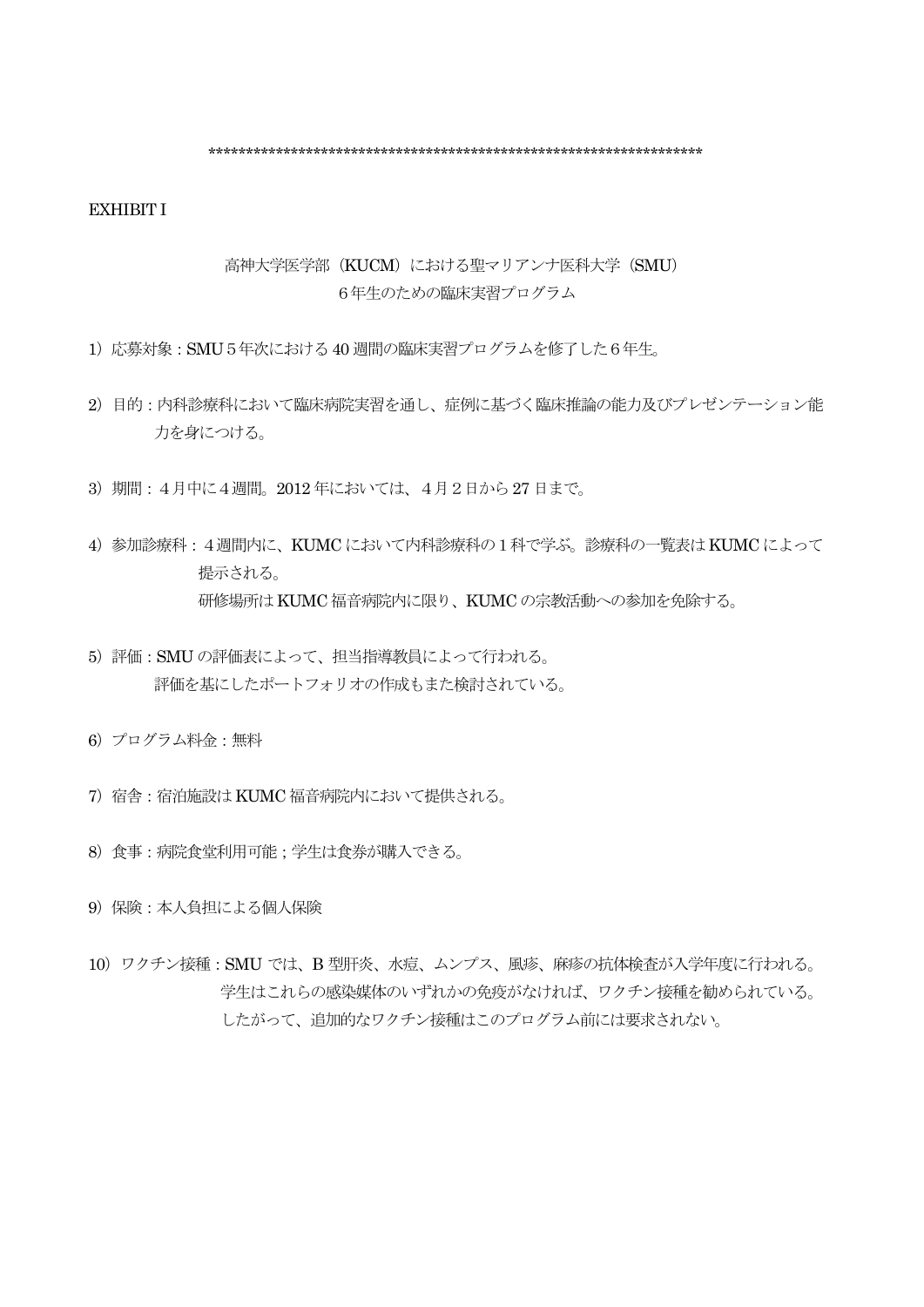*****************************************************************

EXHIBIT I

高神大学医学部（KUCM）における聖マリアンナ医科大学（SMU）
6年生のための臨床実習プログラム

1）応募対象：SMU 5年次における40週間の臨床実習プログラムを修了した6年生。

2）目的：内科診療科において臨床病院実習を通し、症例に基づく臨床推論の能力及びプレゼンテーション能力を身につける。

3）期間：4月中に4週間。2012年においては、4月2日から27日まで。

4）参加診療科：4週間内に、KUMCにおいて内科診療科の1科で学ぶ。診療科の一覧表はKUMCによって提示される。
研修場所はKUMC福音病院内に限り、KUMCの宗教活動への参加を免除する。

5）評価：SMUの評価表によって、担当指導教員によって行われる。
評価を基にしたポートフォリオの作成もまた検討されている。

6）プログラム料金：無料

7）宿舎：宿泊施設はKUMC福音病院内において提供される。

8）食事：病院食堂利用可能；学生は食券が購入できる。

9）保険：本人負担による個人保険

10）ワクチン接種：SMUでは、B型肝炎、水痘、ムンプス、風疹、麻疹の抗体検査が入学年度に行われる。
学生はこれらの感染媒体のいずれかの免疫がなければ、ワクチン接種を勧められている。
したがって、追加的なワクチン接種はこのプログラム前には要求されない。